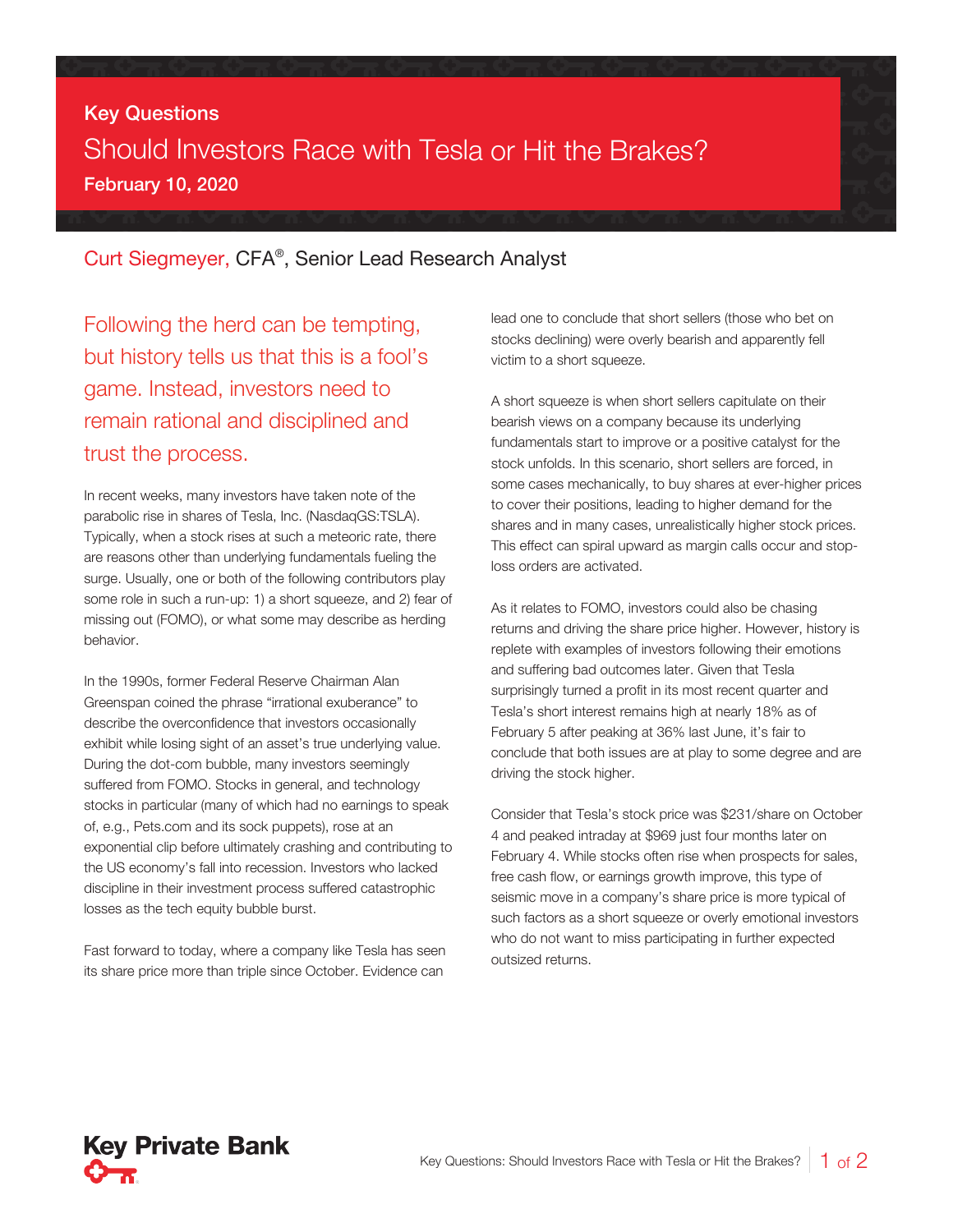Key Questions

# Should Investors Race with Tesla or Hit the Brakes?

**February 10, 2020**

Curt Siegmeyer, CFA®, Senior Lead Research Analyst

Following the herd can be tempting, but history tells us that this is a fool's game. Instead, investors need to remain rational and disciplined and trust the process.

In recent weeks, many investors have taken note of the parabolic rise in shares of Tesla, Inc. (NasdaqGS:TSLA). Typically, when a stock rises at such a meteoric rate, there are reasons other than underlying fundamentals fueling the surge. Usually, one or both of the following contributors play some role in such a run-up: 1) a short squeeze, and 2) fear of missing out (FOMO), or what some may describe as herding behavior.

In the 1990s, former Federal Reserve Chairman Alan Greenspan coined the phrase "irrational exuberance" to describe the overconfidence that investors occasionally exhibit while losing sight of an asset's true underlying value. During the dot-com bubble, many investors seemingly suffered from FOMO. Stocks in general, and technology stocks in particular (many of which had no earnings to speak of, e.g., Pets.com and its sock puppets), rose at an exponential clip before ultimately crashing and contributing to the US economy's fall into recession. Investors who lacked discipline in their investment process suffered catastrophic losses as the tech equity bubble burst.

Fast forward to today, where a company like Tesla has seen its share price more than triple since October. Evidence can lead one to conclude that short sellers (those who bet on stocks declining) were overly bearish and apparently fell victim to a short squeeze.

A short squeeze is when short sellers capitulate on their bearish views on a company because its underlying fundamentals start to improve or a positive catalyst for the stock unfolds. In this scenario, short sellers are forced, in some cases mechanically, to buy shares at ever-higher prices to cover their positions, leading to higher demand for the shares and in many cases, unrealistically higher stock prices. This effect can spiral upward as margin calls occur and stop-loss orders are activated.

As it relates to FOMO, investors could also be chasing returns and driving the share price higher. However, history is replete with examples of investors following their emotions and suffering bad outcomes later. Given that Tesla surprisingly turned a profit in its most recent quarter and Tesla's short interest remains high at nearly 18% as of February 5 after peaking at 36% last June, it's fair to conclude that both issues are at play to some degree and are driving the stock higher.

Consider that Tesla's stock price was $231/share on October 4 and peaked intraday at $969 just four months later on February 4. While stocks often rise when prospects for sales, free cash flow, or earnings growth improve, this type of seismic move in a company's share price is more typical of such factors as a short squeeze or overly emotional investors who do not want to miss participating in further expected outsized returns.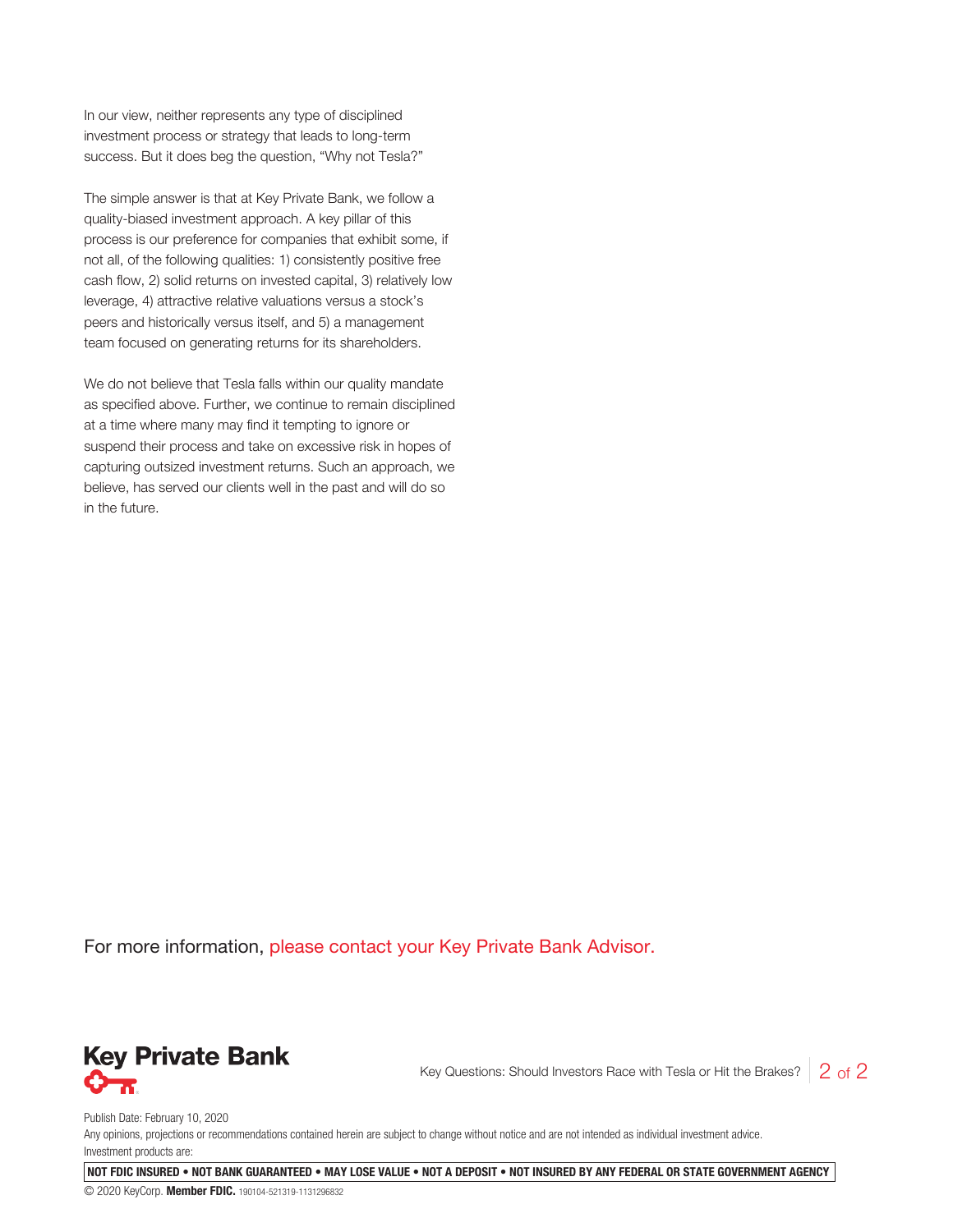In our view, neither represents any type of disciplined investment process or strategy that leads to long-term success. But it does beg the question, "Why not Tesla?"

The simple answer is that at Key Private Bank, we follow a quality-biased investment approach. A key pillar of this process is our preference for companies that exhibit some, if not all, of the following qualities: 1) consistently positive free cash flow, 2) solid returns on invested capital, 3) relatively low leverage, 4) attractive relative valuations versus a stock's peers and historically versus itself, and 5) a management team focused on generating returns for its shareholders.

We do not believe that Tesla falls within our quality mandate as specified above. Further, we continue to remain disciplined at a time where many may find it tempting to ignore or suspend their process and take on excessive risk in hopes of capturing outsized investment returns. Such an approach, we believe, has served our clients well in the past and will do so in the future.

For more information, please contact your Key Private Bank Advisor.

Key Private Bank

Publish Date: February 10, 2020

Any opinions, projections or recommendations contained herein are subject to change without notice and are not intended as individual investment advice.

Investment products are:

**NOT FDIC INSURED • NOT BANK GUARANTEED • MAY LOSE VALUE • NOT A DEPOSIT • NOT INSURED BY ANY FEDERAL OR STATE GOVERNMENT AGENCY**

© 2020 KeyCorp. **Member FDIC.** 190104-521319-1131296832